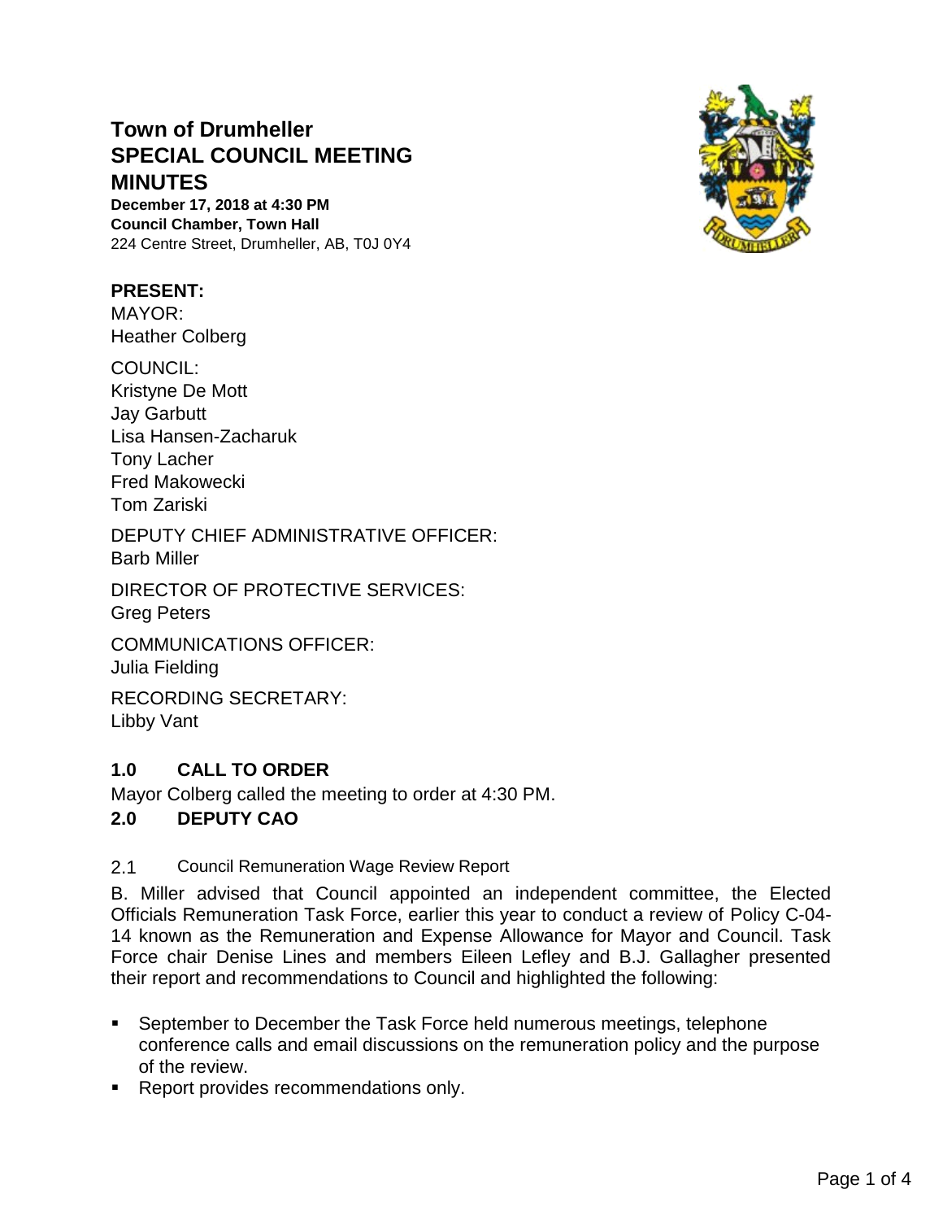# Town of Drumheller SPECIAL COUNCIL MEETING MINUTES

**December 17, 2018 at 4:30 PM**
**Council Chamber, Town Hall**
224 Centre Street, Drumheller, AB, T0J 0Y4

**PRESENT:**

MAYOR:
Heather Colberg

COUNCIL:
Kristyne De Mott
Jay Garbutt
Lisa Hansen-Zacharuk
Tony Lacher
Fred Makowecki
Tom Zariski

DEPUTY CHIEF ADMINISTRATIVE OFFICER:
Barb Miller

DIRECTOR OF PROTECTIVE SERVICES:
Greg Peters

COMMUNICATIONS OFFICER:
Julia Fielding

RECORDING SECRETARY:
Libby Vant

## 1.0 CALL TO ORDER

Mayor Colberg called the meeting to order at 4:30 PM.

## 2.0 DEPUTY CAO

### 2.1 Council Remuneration Wage Review Report

B. Miller advised that Council appointed an independent committee, the Elected Officials Remuneration Task Force, earlier this year to conduct a review of Policy C-04-14 known as the Remuneration and Expense Allowance for Mayor and Council. Task Force chair Denise Lines and members Eileen Lefley and B.J. Gallagher presented their report and recommendations to Council and highlighted the following:

- September to December the Task Force held numerous meetings, telephone conference calls and email discussions on the remuneration policy and the purpose of the review.
- Report provides recommendations only.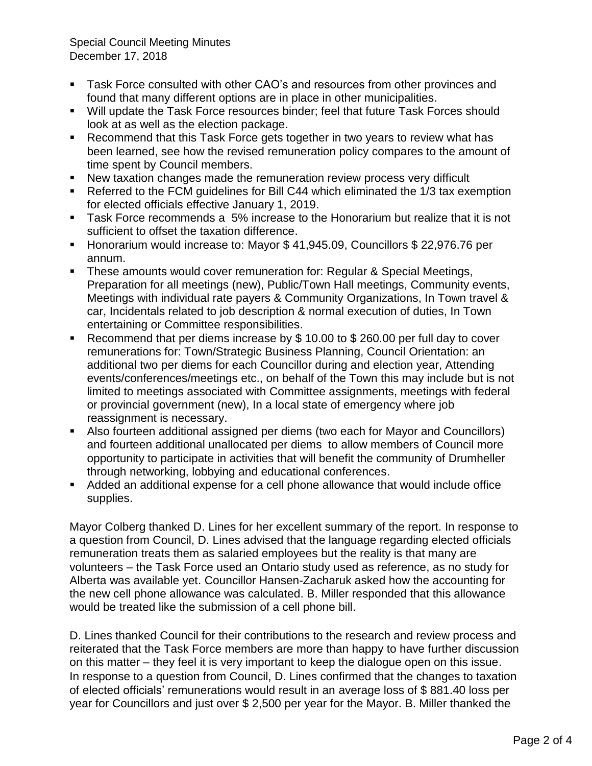- Task Force consulted with other CAO's and resources from other provinces and found that many different options are in place in other municipalities.
- Will update the Task Force resources binder; feel that future Task Forces should look at as well as the election package.
- Recommend that this Task Force gets together in two years to review what has been learned, see how the revised remuneration policy compares to the amount of time spent by Council members.
- New taxation changes made the remuneration review process very difficult
- Referred to the FCM guidelines for Bill C44 which eliminated the 1/3 tax exemption for elected officials effective January 1, 2019.
- Task Force recommends a 5% increase to the Honorarium but realize that it is not sufficient to offset the taxation difference.
- Honorarium would increase to: Mayor $ 41,945.09, Councillors $ 22,976.76 per annum.
- These amounts would cover remuneration for: Regular & Special Meetings, Preparation for all meetings (new), Public/Town Hall meetings, Community events, Meetings with individual rate payers & Community Organizations, In Town travel & car, Incidentals related to job description & normal execution of duties, In Town entertaining or Committee responsibilities.
- Recommend that per diems increase by $ 10.00 to $ 260.00 per full day to cover remunerations for: Town/Strategic Business Planning, Council Orientation: an additional two per diems for each Councillor during and election year, Attending events/conferences/meetings etc., on behalf of the Town this may include but is not limited to meetings associated with Committee assignments, meetings with federal or provincial government (new), In a local state of emergency where job reassignment is necessary.
- Also fourteen additional assigned per diems (two each for Mayor and Councillors) and fourteen additional unallocated per diems to allow members of Council more opportunity to participate in activities that will benefit the community of Drumheller through networking, lobbying and educational conferences.
- Added an additional expense for a cell phone allowance that would include office supplies.

Mayor Colberg thanked D. Lines for her excellent summary of the report. In response to a question from Council, D. Lines advised that the language regarding elected officials remuneration treats them as salaried employees but the reality is that many are volunteers – the Task Force used an Ontario study used as reference, as no study for Alberta was available yet. Councillor Hansen-Zacharuk asked how the accounting for the new cell phone allowance was calculated. B. Miller responded that this allowance would be treated like the submission of a cell phone bill.

D. Lines thanked Council for their contributions to the research and review process and reiterated that the Task Force members are more than happy to have further discussion on this matter – they feel it is very important to keep the dialogue open on this issue. In response to a question from Council, D. Lines confirmed that the changes to taxation of elected officials' remunerations would result in an average loss of $ 881.40 loss per year for Councillors and just over $ 2,500 per year for the Mayor. B. Miller thanked the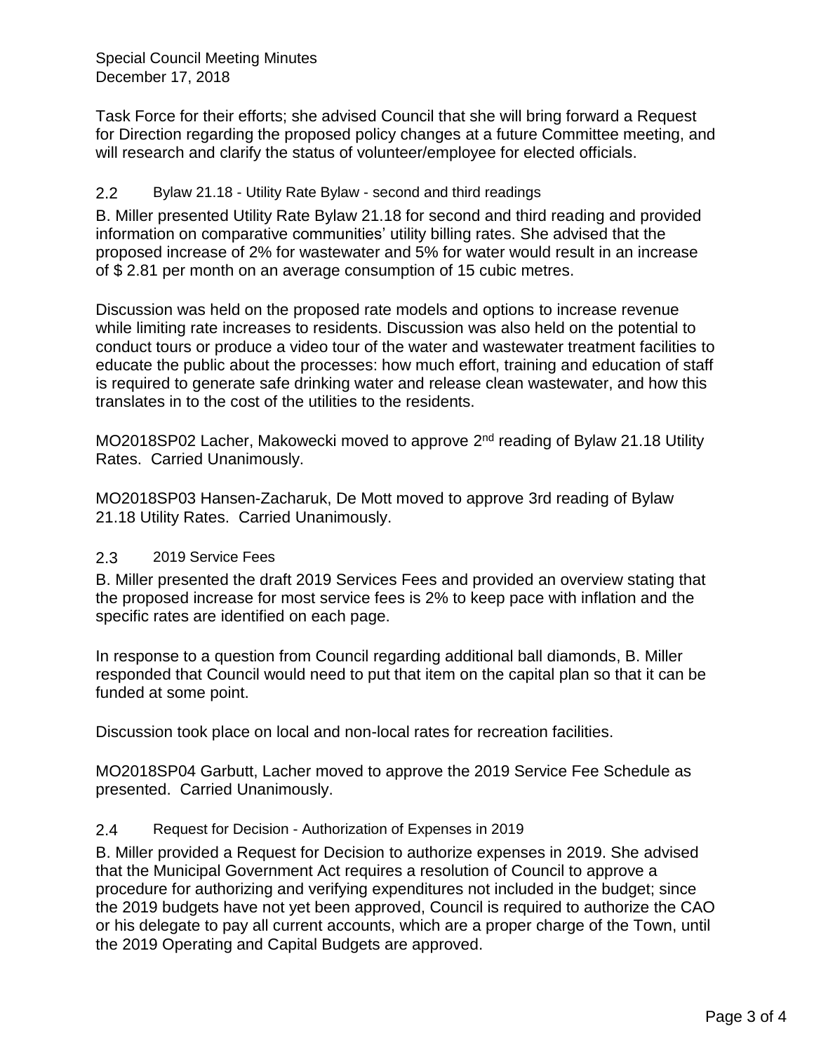Task Force for their efforts; she advised Council that she will bring forward a Request for Direction regarding the proposed policy changes at a future Committee meeting, and will research and clarify the status of volunteer/employee for elected officials.

## 2.2 Bylaw 21.18 - Utility Rate Bylaw - second and third readings

B. Miller presented Utility Rate Bylaw 21.18 for second and third reading and provided information on comparative communities' utility billing rates. She advised that the proposed increase of 2% for wastewater and 5% for water would result in an increase of $ 2.81 per month on an average consumption of 15 cubic metres.

Discussion was held on the proposed rate models and options to increase revenue while limiting rate increases to residents. Discussion was also held on the potential to conduct tours or produce a video tour of the water and wastewater treatment facilities to educate the public about the processes: how much effort, training and education of staff is required to generate safe drinking water and release clean wastewater, and how this translates in to the cost of the utilities to the residents.

MO2018SP02 Lacher, Makowecki moved to approve 2nd reading of Bylaw 21.18 Utility Rates. Carried Unanimously.

MO2018SP03 Hansen-Zacharuk, De Mott moved to approve 3rd reading of Bylaw 21.18 Utility Rates. Carried Unanimously.

## 2.3 2019 Service Fees

B. Miller presented the draft 2019 Services Fees and provided an overview stating that the proposed increase for most service fees is 2% to keep pace with inflation and the specific rates are identified on each page.

In response to a question from Council regarding additional ball diamonds, B. Miller responded that Council would need to put that item on the capital plan so that it can be funded at some point.

Discussion took place on local and non-local rates for recreation facilities.

MO2018SP04 Garbutt, Lacher moved to approve the 2019 Service Fee Schedule as presented. Carried Unanimously.

## 2.4 Request for Decision - Authorization of Expenses in 2019

B. Miller provided a Request for Decision to authorize expenses in 2019. She advised that the Municipal Government Act requires a resolution of Council to approve a procedure for authorizing and verifying expenditures not included in the budget; since the 2019 budgets have not yet been approved, Council is required to authorize the CAO or his delegate to pay all current accounts, which are a proper charge of the Town, until the 2019 Operating and Capital Budgets are approved.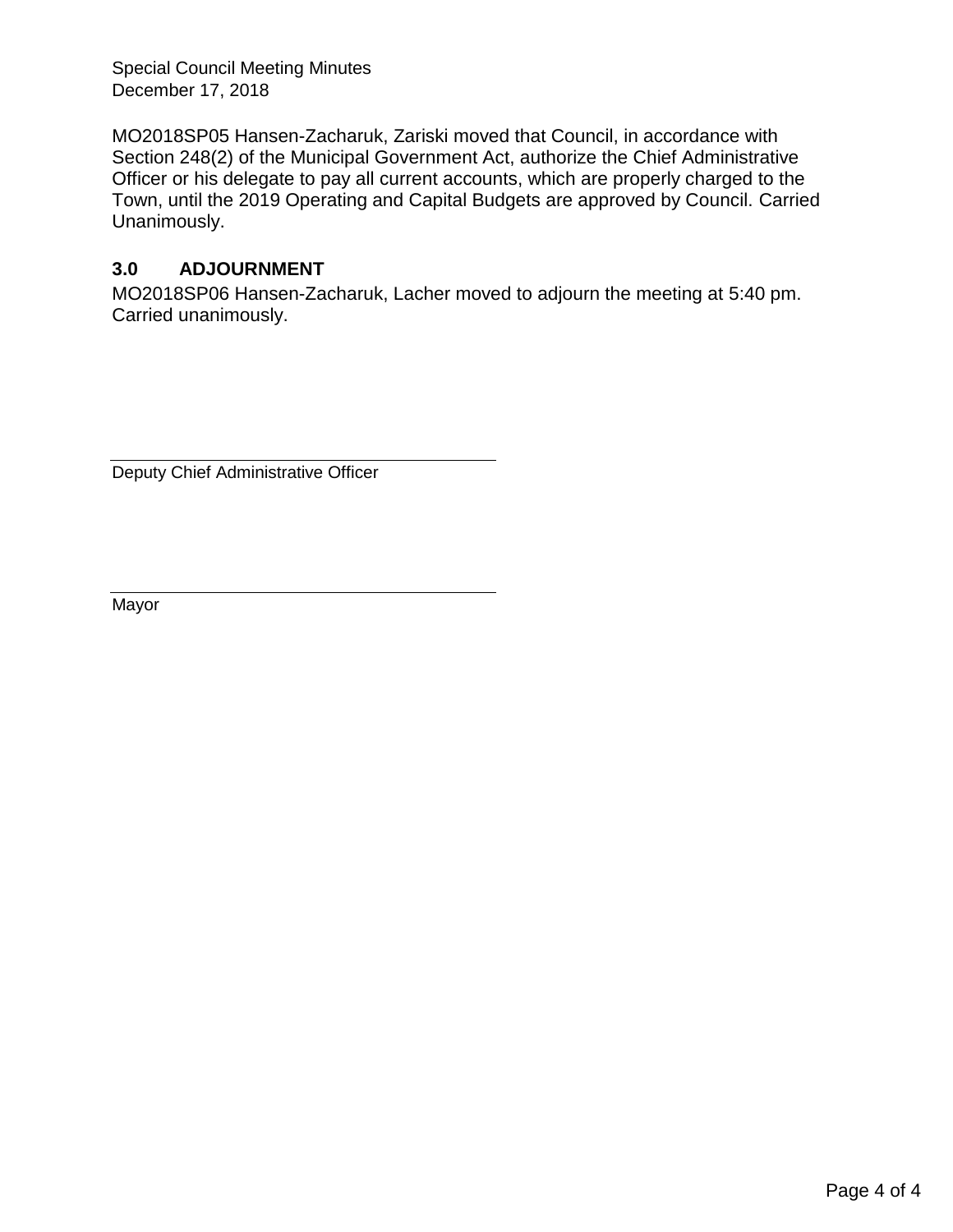MO2018SP05 Hansen-Zacharuk, Zariski moved that Council, in accordance with Section 248(2) of the Municipal Government Act, authorize the Chief Administrative Officer or his delegate to pay all current accounts, which are properly charged to the Town, until the 2019 Operating and Capital Budgets are approved by Council. Carried Unanimously.

## 3.0 ADJOURNMENT

MO2018SP06 Hansen-Zacharuk, Lacher moved to adjourn the meeting at 5:40 pm. Carried unanimously.

\_\_\_\_\_\_\_\_\_\_\_\_\_\_\_\_\_\_\_\_\_\_\_\_\_\_\_\_\_\_\_\_\_\_\_\_\_\_\_\_

Deputy Chief Administrative Officer

\_\_\_\_\_\_\_\_\_\_\_\_\_\_\_\_\_\_\_\_\_\_\_\_\_\_\_\_\_\_\_\_\_\_\_\_\_\_\_\_

Mayor